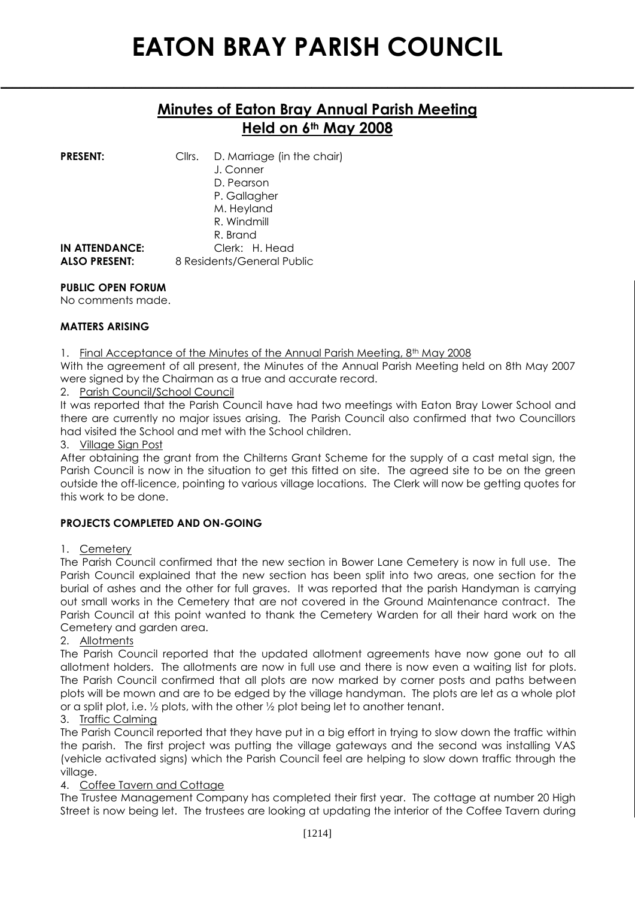# EATON BRAY PARISH COUNCIL

## Minutes of Eaton Bray Annual Parish Meeting Held on 6th May 2008

**PRESENT:** Cllrs. D. Marriage (in the chair)
J. Conner
D. Pearson
P. Gallagher
M. Heyland
R. Windmill
R. Brand

**IN ATTENDANCE:** Clerk: H. Head

**ALSO PRESENT:** 8 Residents/General Public

**PUBLIC OPEN FORUM**

No comments made.

**MATTERS ARISING**

1. Final Acceptance of the Minutes of the Annual Parish Meeting, 8th May 2008

With the agreement of all present, the Minutes of the Annual Parish Meeting held on 8th May 2007 were signed by the Chairman as a true and accurate record.

2. Parish Council/School Council

It was reported that the Parish Council have had two meetings with Eaton Bray Lower School and there are currently no major issues arising. The Parish Council also confirmed that two Councillors had visited the School and met with the School children.

3. Village Sign Post

After obtaining the grant from the Chilterns Grant Scheme for the supply of a cast metal sign, the Parish Council is now in the situation to get this fitted on site. The agreed site to be on the green outside the off-licence, pointing to various village locations. The Clerk will now be getting quotes for this work to be done.

**PROJECTS COMPLETED AND ON-GOING**

1. Cemetery

The Parish Council confirmed that the new section in Bower Lane Cemetery is now in full use. The Parish Council explained that the new section has been split into two areas, one section for the burial of ashes and the other for full graves. It was reported that the parish Handyman is carrying out small works in the Cemetery that are not covered in the Ground Maintenance contract. The Parish Council at this point wanted to thank the Cemetery Warden for all their hard work on the Cemetery and garden area.

2. Allotments

The Parish Council reported that the updated allotment agreements have now gone out to all allotment holders. The allotments are now in full use and there is now even a waiting list for plots. The Parish Council confirmed that all plots are now marked by corner posts and paths between plots will be mown and are to be edged by the village handyman. The plots are let as a whole plot or a split plot, i.e. ½ plots, with the other ½ plot being let to another tenant.

3. Traffic Calming

The Parish Council reported that they have put in a big effort in trying to slow down the traffic within the parish. The first project was putting the village gateways and the second was installing VAS (vehicle activated signs) which the Parish Council feel are helping to slow down traffic through the village.

4. Coffee Tavern and Cottage

The Trustee Management Company has completed their first year. The cottage at number 20 High Street is now being let. The trustees are looking at updating the interior of the Coffee Tavern during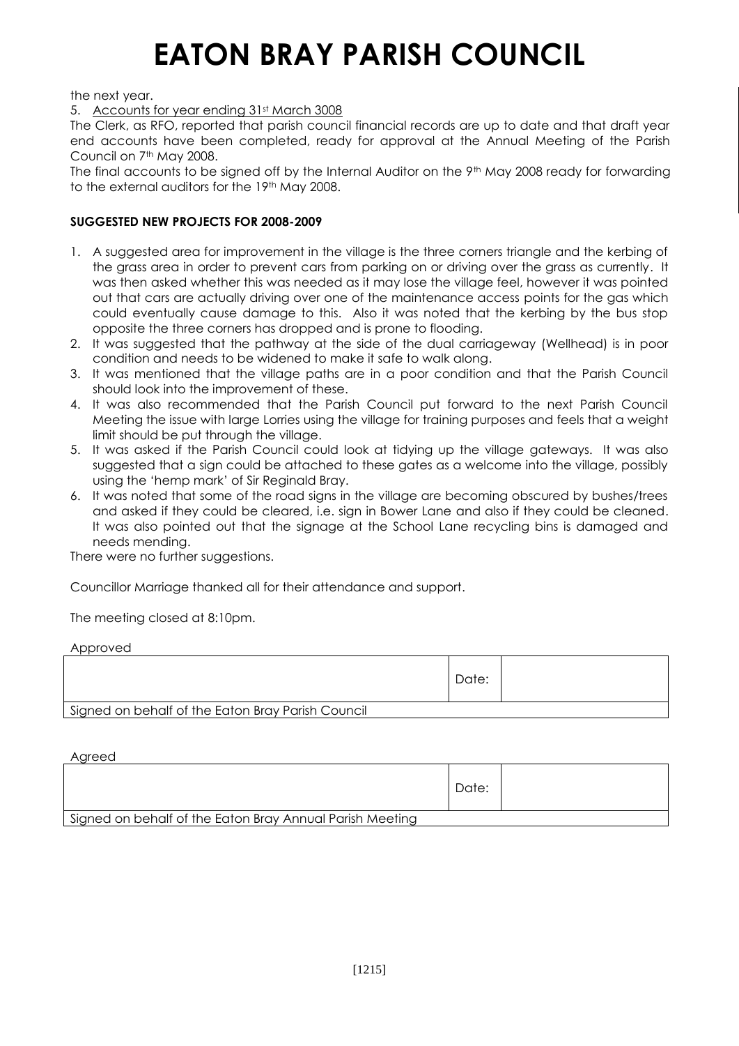the next year.

5. Accounts for year ending 31st March 3008

The Clerk, as RFO, reported that parish council financial records are up to date and that draft year end accounts have been completed, ready for approval at the Annual Meeting of the Parish Council on 7th May 2008.

The final accounts to be signed off by the Internal Auditor on the 9th May 2008 ready for forwarding to the external auditors for the 19th May 2008.

**SUGGESTED NEW PROJECTS FOR 2008-2009**

1. A suggested area for improvement in the village is the three corners triangle and the kerbing of the grass area in order to prevent cars from parking on or driving over the grass as currently. It was then asked whether this was needed as it may lose the village feel, however it was pointed out that cars are actually driving over one of the maintenance access points for the gas which could eventually cause damage to this. Also it was noted that the kerbing by the bus stop opposite the three corners has dropped and is prone to flooding.
2. It was suggested that the pathway at the side of the dual carriageway (Wellhead) is in poor condition and needs to be widened to make it safe to walk along.
3. It was mentioned that the village paths are in a poor condition and that the Parish Council should look into the improvement of these.
4. It was also recommended that the Parish Council put forward to the next Parish Council Meeting the issue with large Lorries using the village for training purposes and feels that a weight limit should be put through the village.
5. It was asked if the Parish Council could look at tidying up the village gateways. It was also suggested that a sign could be attached to these gates as a welcome into the village, possibly using the 'hemp mark' of Sir Reginald Bray.
6. It was noted that some of the road signs in the village are becoming obscured by bushes/trees and asked if they could be cleared, i.e. sign in Bower Lane and also if they could be cleaned. It was also pointed out that the signage at the School Lane recycling bins is damaged and needs mending.

There were no further suggestions.

Councillor Marriage thanked all for their attendance and support.

The meeting closed at 8:10pm.

Approved

| | | |
|---|---|---|
| | Date: | |
| Signed on behalf of the Eaton Bray Parish Council | | |

Agreed

| | | |
|---|---|---|
| | Date: | |
| Signed on behalf of the Eaton Bray Annual Parish Meeting | | |